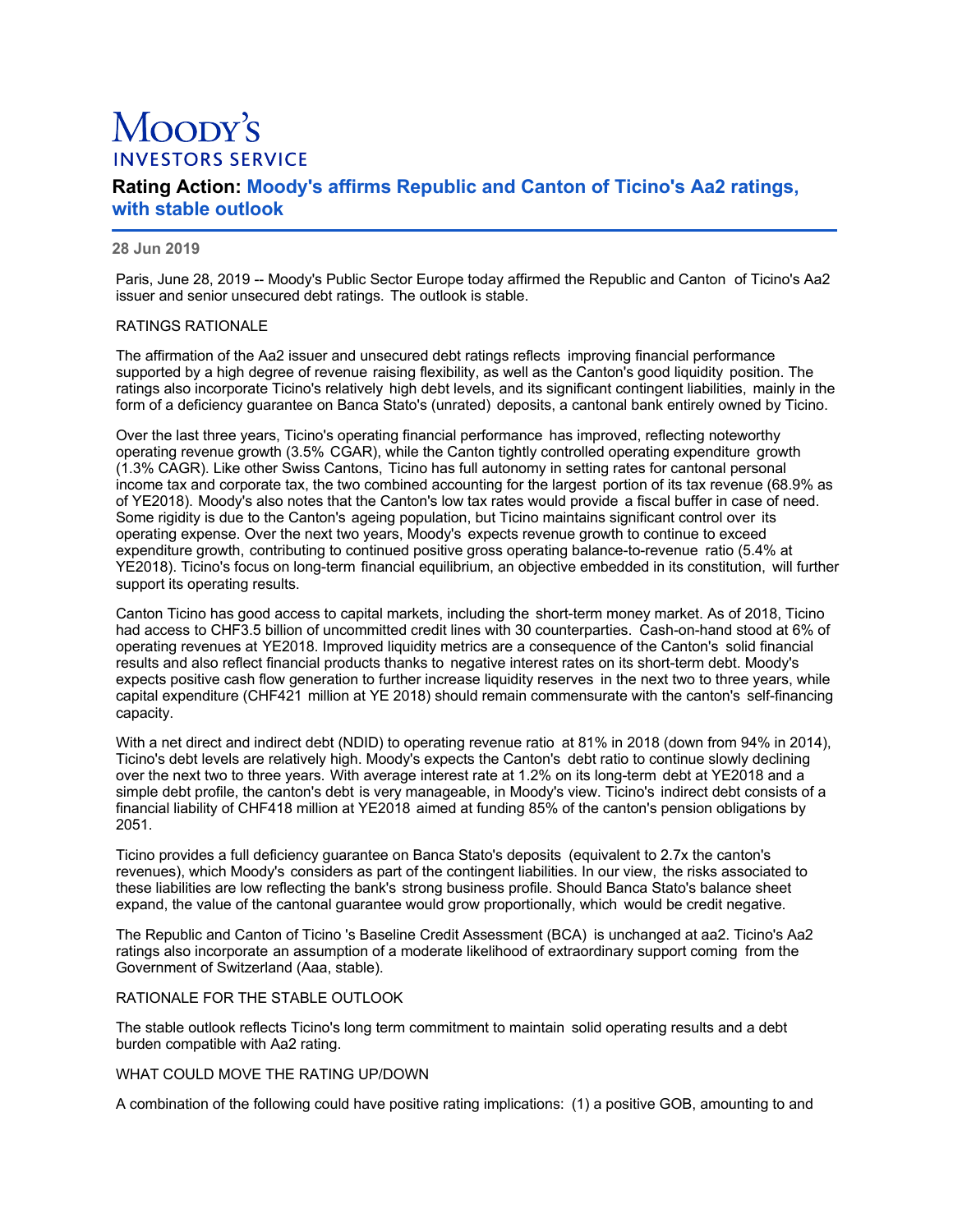# Moody's
## INVESTORS SERVICE

## Rating Action: Moody's affirms Republic and Canton of Ticino's Aa2 ratings, with stable outlook

**28 Jun 2019**

Paris, June 28, 2019 -- Moody's Public Sector Europe today affirmed the Republic and Canton of Ticino's Aa2 issuer and senior unsecured debt ratings. The outlook is stable.

RATINGS RATIONALE

The affirmation of the Aa2 issuer and unsecured debt ratings reflects improving financial performance supported by a high degree of revenue raising flexibility, as well as the Canton's good liquidity position. The ratings also incorporate Ticino's relatively high debt levels, and its significant contingent liabilities, mainly in the form of a deficiency guarantee on Banca Stato's (unrated) deposits, a cantonal bank entirely owned by Ticino.

Over the last three years, Ticino's operating financial performance has improved, reflecting noteworthy operating revenue growth (3.5% CAGR), while the Canton tightly controlled operating expenditure growth (1.3% CAGR). Like other Swiss Cantons, Ticino has full autonomy in setting rates for cantonal personal income tax and corporate tax, the two combined accounting for the largest portion of its tax revenue (68.9% as of YE2018). Moody's also notes that the Canton's low tax rates would provide a fiscal buffer in case of need. Some rigidity is due to the Canton's ageing population, but Ticino maintains significant control over its operating expense. Over the next two years, Moody's expects revenue growth to continue to exceed expenditure growth, contributing to continued positive gross operating balance-to-revenue ratio (5.4% at YE2018). Ticino's focus on long-term financial equilibrium, an objective embedded in its constitution, will further support its operating results.

Canton Ticino has good access to capital markets, including the short-term money market. As of 2018, Ticino had access to CHF3.5 billion of uncommitted credit lines with 30 counterparties. Cash-on-hand stood at 6% of operating revenues at YE2018. Improved liquidity metrics are a consequence of the Canton's solid financial results and also reflect financial products thanks to negative interest rates on its short-term debt. Moody's expects positive cash flow generation to further increase liquidity reserves in the next two to three years, while capital expenditure (CHF421 million at YE 2018) should remain commensurate with the canton's self-financing capacity.

With a net direct and indirect debt (NDID) to operating revenue ratio at 81% in 2018 (down from 94% in 2014), Ticino's debt levels are relatively high. Moody's expects the Canton's debt ratio to continue slowly declining over the next two to three years. With average interest rate at 1.2% on its long-term debt at YE2018 and a simple debt profile, the canton's debt is very manageable, in Moody's view. Ticino's indirect debt consists of a financial liability of CHF418 million at YE2018 aimed at funding 85% of the canton's pension obligations by 2051.

Ticino provides a full deficiency guarantee on Banca Stato's deposits (equivalent to 2.7x the canton's revenues), which Moody's considers as part of the contingent liabilities. In our view, the risks associated to these liabilities are low reflecting the bank's strong business profile. Should Banca Stato's balance sheet expand, the value of the cantonal guarantee would grow proportionally, which would be credit negative.

The Republic and Canton of Ticino 's Baseline Credit Assessment (BCA) is unchanged at aa2. Ticino's Aa2 ratings also incorporate an assumption of a moderate likelihood of extraordinary support coming from the Government of Switzerland (Aaa, stable).

RATIONALE FOR THE STABLE OUTLOOK

The stable outlook reflects Ticino's long term commitment to maintain solid operating results and a debt burden compatible with Aa2 rating.

WHAT COULD MOVE THE RATING UP/DOWN

A combination of the following could have positive rating implications: (1) a positive GOB, amounting to and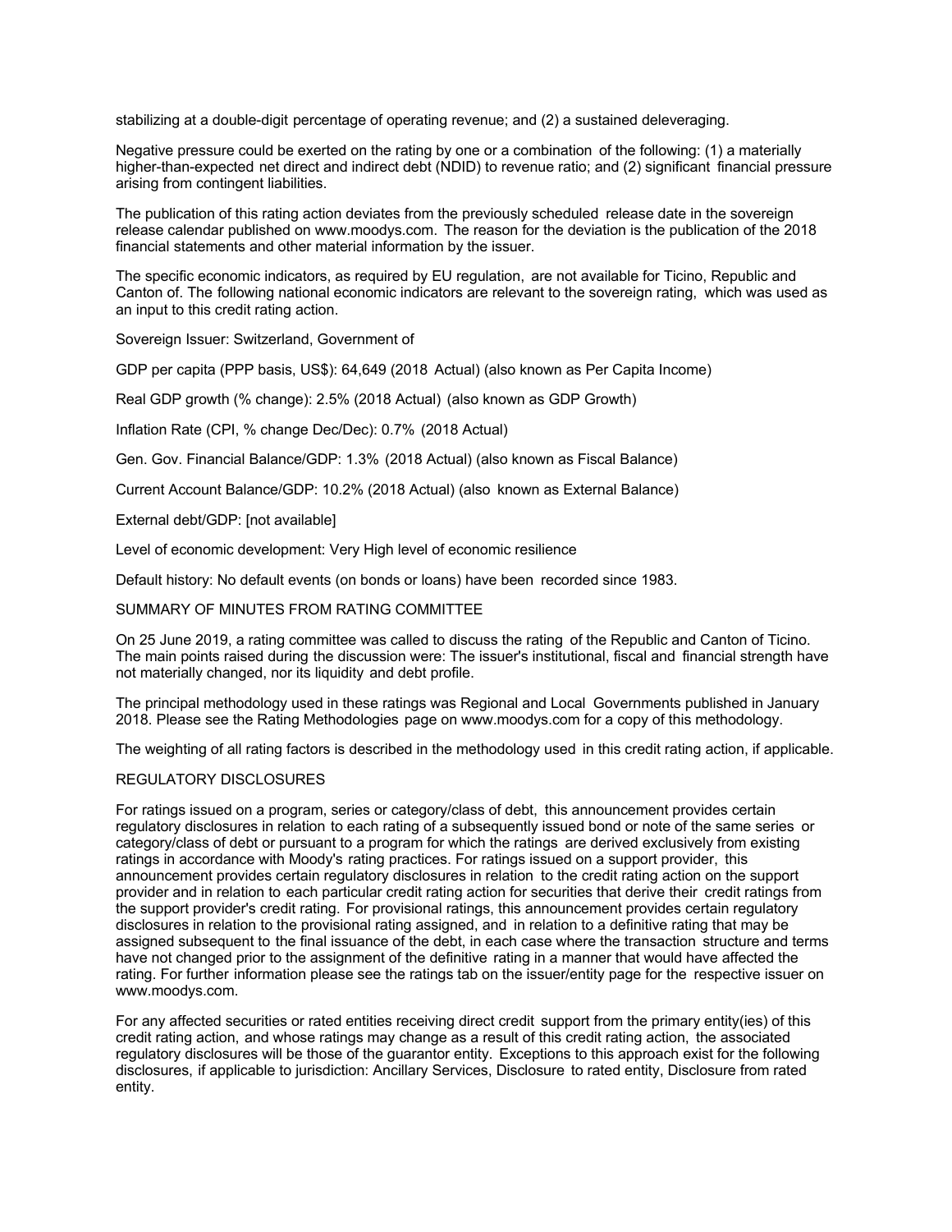stabilizing at a double-digit percentage of operating revenue; and (2) a sustained deleveraging.

Negative pressure could be exerted on the rating by one or a combination of the following: (1) a materially higher-than-expected net direct and indirect debt (NDID) to revenue ratio; and (2) significant financial pressure arising from contingent liabilities.

The publication of this rating action deviates from the previously scheduled release date in the sovereign release calendar published on www.moodys.com. The reason for the deviation is the publication of the 2018 financial statements and other material information by the issuer.

The specific economic indicators, as required by EU regulation, are not available for Ticino, Republic and Canton of. The following national economic indicators are relevant to the sovereign rating, which was used as an input to this credit rating action.

Sovereign Issuer: Switzerland, Government of

GDP per capita (PPP basis, US$): 64,649 (2018 Actual) (also known as Per Capita Income)

Real GDP growth (% change): 2.5% (2018 Actual) (also known as GDP Growth)

Inflation Rate (CPI, % change Dec/Dec): 0.7% (2018 Actual)

Gen. Gov. Financial Balance/GDP: 1.3% (2018 Actual) (also known as Fiscal Balance)

Current Account Balance/GDP: 10.2% (2018 Actual) (also known as External Balance)

External debt/GDP: [not available]

Level of economic development: Very High level of economic resilience

Default history: No default events (on bonds or loans) have been recorded since 1983.

## SUMMARY OF MINUTES FROM RATING COMMITTEE

On 25 June 2019, a rating committee was called to discuss the rating of the Republic and Canton of Ticino. The main points raised during the discussion were: The issuer's institutional, fiscal and financial strength have not materially changed, nor its liquidity and debt profile.

The principal methodology used in these ratings was Regional and Local Governments published in January 2018. Please see the Rating Methodologies page on www.moodys.com for a copy of this methodology.

The weighting of all rating factors is described in the methodology used in this credit rating action, if applicable.

## REGULATORY DISCLOSURES

For ratings issued on a program, series or category/class of debt, this announcement provides certain regulatory disclosures in relation to each rating of a subsequently issued bond or note of the same series or category/class of debt or pursuant to a program for which the ratings are derived exclusively from existing ratings in accordance with Moody's rating practices. For ratings issued on a support provider, this announcement provides certain regulatory disclosures in relation to the credit rating action on the support provider and in relation to each particular credit rating action for securities that derive their credit ratings from the support provider's credit rating. For provisional ratings, this announcement provides certain regulatory disclosures in relation to the provisional rating assigned, and in relation to a definitive rating that may be assigned subsequent to the final issuance of the debt, in each case where the transaction structure and terms have not changed prior to the assignment of the definitive rating in a manner that would have affected the rating. For further information please see the ratings tab on the issuer/entity page for the respective issuer on www.moodys.com.

For any affected securities or rated entities receiving direct credit support from the primary entity(ies) of this credit rating action, and whose ratings may change as a result of this credit rating action, the associated regulatory disclosures will be those of the guarantor entity. Exceptions to this approach exist for the following disclosures, if applicable to jurisdiction: Ancillary Services, Disclosure to rated entity, Disclosure from rated entity.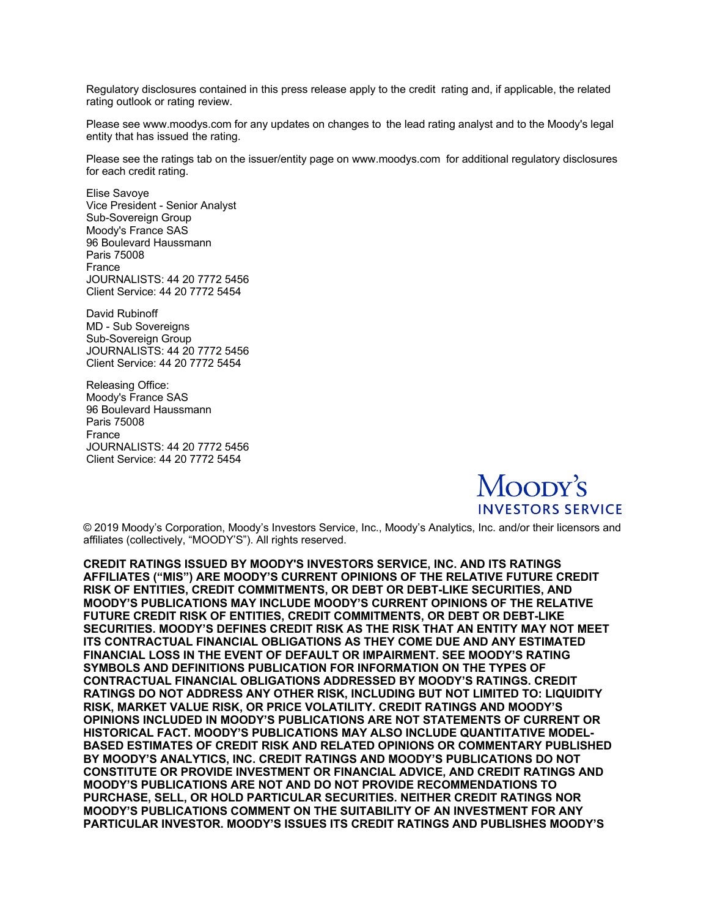Regulatory disclosures contained in this press release apply to the credit rating and, if applicable, the related rating outlook or rating review.

Please see www.moodys.com for any updates on changes to the lead rating analyst and to the Moody's legal entity that has issued the rating.

Please see the ratings tab on the issuer/entity page on www.moodys.com for additional regulatory disclosures for each credit rating.

Elise Savoye  
Vice President - Senior Analyst  
Sub-Sovereign Group  
Moody's France SAS  
96 Boulevard Haussmann  
Paris 75008  
France  
JOURNALISTS: 44 20 7772 5456  
Client Service: 44 20 7772 5454

David Rubinoff  
MD - Sub Sovereigns  
Sub-Sovereign Group  
JOURNALISTS: 44 20 7772 5456  
Client Service: 44 20 7772 5454

Releasing Office:  
Moody's France SAS  
96 Boulevard Haussmann  
Paris 75008  
France  
JOURNALISTS: 44 20 7772 5456  
Client Service: 44 20 7772 5454

MOODY'S INVESTORS SERVICE

© 2019 Moody's Corporation, Moody's Investors Service, Inc., Moody's Analytics, Inc. and/or their licensors and affiliates (collectively, "MOODY'S"). All rights reserved.

**CREDIT RATINGS ISSUED BY MOODY'S INVESTORS SERVICE, INC. AND ITS RATINGS AFFILIATES ("MIS") ARE MOODY'S CURRENT OPINIONS OF THE RELATIVE FUTURE CREDIT RISK OF ENTITIES, CREDIT COMMITMENTS, OR DEBT OR DEBT-LIKE SECURITIES, AND MOODY'S PUBLICATIONS MAY INCLUDE MOODY'S CURRENT OPINIONS OF THE RELATIVE FUTURE CREDIT RISK OF ENTITIES, CREDIT COMMITMENTS, OR DEBT OR DEBT-LIKE SECURITIES. MOODY'S DEFINES CREDIT RISK AS THE RISK THAT AN ENTITY MAY NOT MEET ITS CONTRACTUAL FINANCIAL OBLIGATIONS AS THEY COME DUE AND ANY ESTIMATED FINANCIAL LOSS IN THE EVENT OF DEFAULT OR IMPAIRMENT. SEE MOODY'S RATING SYMBOLS AND DEFINITIONS PUBLICATION FOR INFORMATION ON THE TYPES OF CONTRACTUAL FINANCIAL OBLIGATIONS ADDRESSED BY MOODY'S RATINGS. CREDIT RATINGS DO NOT ADDRESS ANY OTHER RISK, INCLUDING BUT NOT LIMITED TO: LIQUIDITY RISK, MARKET VALUE RISK, OR PRICE VOLATILITY. CREDIT RATINGS AND MOODY'S OPINIONS INCLUDED IN MOODY'S PUBLICATIONS ARE NOT STATEMENTS OF CURRENT OR HISTORICAL FACT. MOODY'S PUBLICATIONS MAY ALSO INCLUDE QUANTITATIVE MODEL-BASED ESTIMATES OF CREDIT RISK AND RELATED OPINIONS OR COMMENTARY PUBLISHED BY MOODY'S ANALYTICS, INC. CREDIT RATINGS AND MOODY'S PUBLICATIONS DO NOT CONSTITUTE OR PROVIDE INVESTMENT OR FINANCIAL ADVICE, AND CREDIT RATINGS AND MOODY'S PUBLICATIONS ARE NOT AND DO NOT PROVIDE RECOMMENDATIONS TO PURCHASE, SELL, OR HOLD PARTICULAR SECURITIES. NEITHER CREDIT RATINGS NOR MOODY'S PUBLICATIONS COMMENT ON THE SUITABILITY OF AN INVESTMENT FOR ANY PARTICULAR INVESTOR. MOODY'S ISSUES ITS CREDIT RATINGS AND PUBLISHES MOODY'S**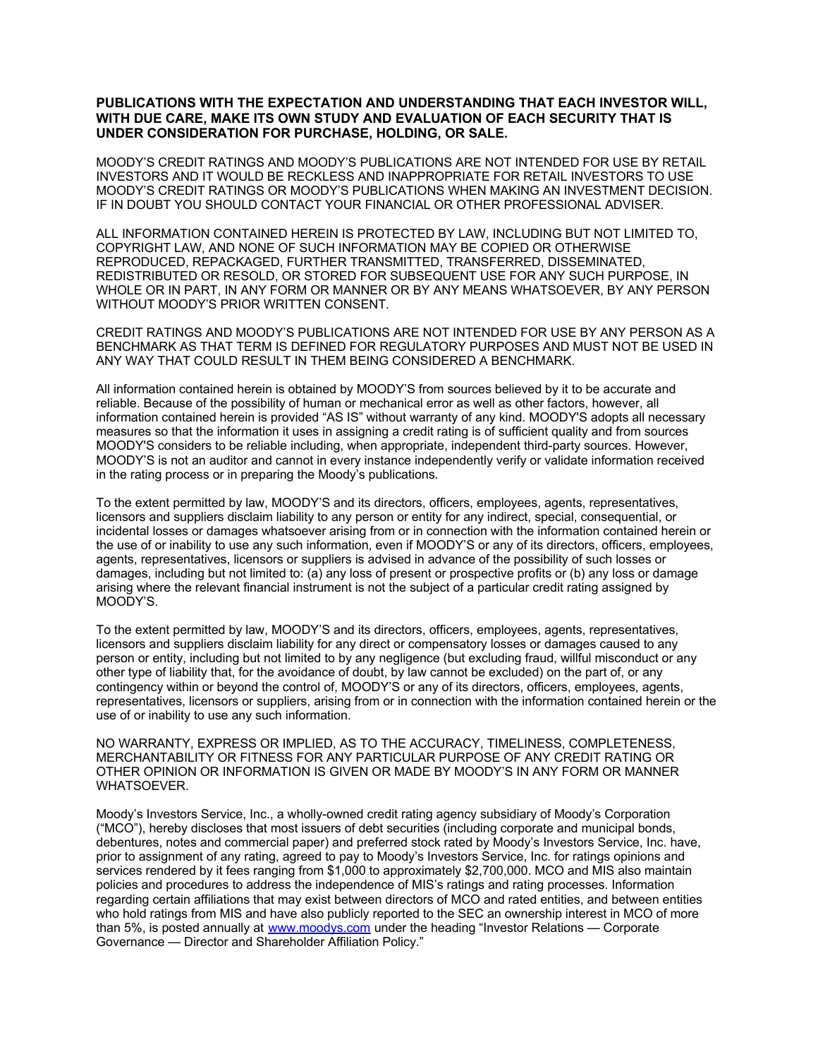**PUBLICATIONS WITH THE EXPECTATION AND UNDERSTANDING THAT EACH INVESTOR WILL, WITH DUE CARE, MAKE ITS OWN STUDY AND EVALUATION OF EACH SECURITY THAT IS UNDER CONSIDERATION FOR PURCHASE, HOLDING, OR SALE.**

MOODY'S CREDIT RATINGS AND MOODY'S PUBLICATIONS ARE NOT INTENDED FOR USE BY RETAIL INVESTORS AND IT WOULD BE RECKLESS AND INAPPROPRIATE FOR RETAIL INVESTORS TO USE MOODY'S CREDIT RATINGS OR MOODY'S PUBLICATIONS WHEN MAKING AN INVESTMENT DECISION. IF IN DOUBT YOU SHOULD CONTACT YOUR FINANCIAL OR OTHER PROFESSIONAL ADVISER.

ALL INFORMATION CONTAINED HEREIN IS PROTECTED BY LAW, INCLUDING BUT NOT LIMITED TO, COPYRIGHT LAW, AND NONE OF SUCH INFORMATION MAY BE COPIED OR OTHERWISE REPRODUCED, REPACKAGED, FURTHER TRANSMITTED, TRANSFERRED, DISSEMINATED, REDISTRIBUTED OR RESOLD, OR STORED FOR SUBSEQUENT USE FOR ANY SUCH PURPOSE, IN WHOLE OR IN PART, IN ANY FORM OR MANNER OR BY ANY MEANS WHATSOEVER, BY ANY PERSON WITHOUT MOODY'S PRIOR WRITTEN CONSENT.

CREDIT RATINGS AND MOODY'S PUBLICATIONS ARE NOT INTENDED FOR USE BY ANY PERSON AS A BENCHMARK AS THAT TERM IS DEFINED FOR REGULATORY PURPOSES AND MUST NOT BE USED IN ANY WAY THAT COULD RESULT IN THEM BEING CONSIDERED A BENCHMARK.

All information contained herein is obtained by MOODY'S from sources believed by it to be accurate and reliable. Because of the possibility of human or mechanical error as well as other factors, however, all information contained herein is provided "AS IS" without warranty of any kind. MOODY'S adopts all necessary measures so that the information it uses in assigning a credit rating is of sufficient quality and from sources MOODY'S considers to be reliable including, when appropriate, independent third-party sources. However, MOODY'S is not an auditor and cannot in every instance independently verify or validate information received in the rating process or in preparing the Moody's publications.

To the extent permitted by law, MOODY'S and its directors, officers, employees, agents, representatives, licensors and suppliers disclaim liability to any person or entity for any indirect, special, consequential, or incidental losses or damages whatsoever arising from or in connection with the information contained herein or the use of or inability to use any such information, even if MOODY'S or any of its directors, officers, employees, agents, representatives, licensors or suppliers is advised in advance of the possibility of such losses or damages, including but not limited to: (a) any loss of present or prospective profits or (b) any loss or damage arising where the relevant financial instrument is not the subject of a particular credit rating assigned by MOODY'S.

To the extent permitted by law, MOODY'S and its directors, officers, employees, agents, representatives, licensors and suppliers disclaim liability for any direct or compensatory losses or damages caused to any person or entity, including but not limited to by any negligence (but excluding fraud, willful misconduct or any other type of liability that, for the avoidance of doubt, by law cannot be excluded) on the part of, or any contingency within or beyond the control of, MOODY'S or any of its directors, officers, employees, agents, representatives, licensors or suppliers, arising from or in connection with the information contained herein or the use of or inability to use any such information.

NO WARRANTY, EXPRESS OR IMPLIED, AS TO THE ACCURACY, TIMELINESS, COMPLETENESS, MERCHANTABILITY OR FITNESS FOR ANY PARTICULAR PURPOSE OF ANY CREDIT RATING OR OTHER OPINION OR INFORMATION IS GIVEN OR MADE BY MOODY'S IN ANY FORM OR MANNER WHATSOEVER.

Moody's Investors Service, Inc., a wholly-owned credit rating agency subsidiary of Moody's Corporation ("MCO"), hereby discloses that most issuers of debt securities (including corporate and municipal bonds, debentures, notes and commercial paper) and preferred stock rated by Moody's Investors Service, Inc. have, prior to assignment of any rating, agreed to pay to Moody's Investors Service, Inc. for ratings opinions and services rendered by it fees ranging from $1,000 to approximately $2,700,000. MCO and MIS also maintain policies and procedures to address the independence of MIS's ratings and rating processes. Information regarding certain affiliations that may exist between directors of MCO and rated entities, and between entities who hold ratings from MIS and have also publicly reported to the SEC an ownership interest in MCO of more than 5%, is posted annually at [www.moodys.com](http://www.moodys.com) under the heading "Investor Relations — Corporate Governance — Director and Shareholder Affiliation Policy."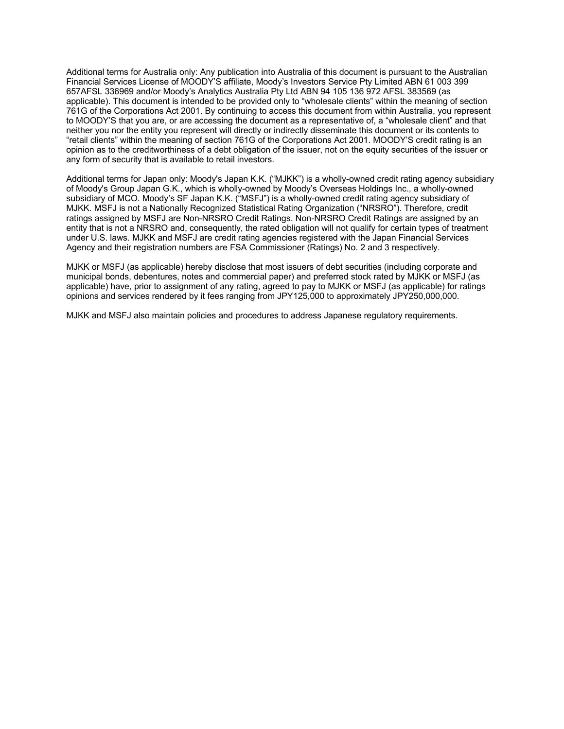Additional terms for Australia only: Any publication into Australia of this document is pursuant to the Australian Financial Services License of MOODY'S affiliate, Moody's Investors Service Pty Limited ABN 61 003 399 657AFSL 336969 and/or Moody's Analytics Australia Pty Ltd ABN 94 105 136 972 AFSL 383569 (as applicable). This document is intended to be provided only to "wholesale clients" within the meaning of section 761G of the Corporations Act 2001. By continuing to access this document from within Australia, you represent to MOODY'S that you are, or are accessing the document as a representative of, a "wholesale client" and that neither you nor the entity you represent will directly or indirectly disseminate this document or its contents to "retail clients" within the meaning of section 761G of the Corporations Act 2001. MOODY'S credit rating is an opinion as to the creditworthiness of a debt obligation of the issuer, not on the equity securities of the issuer or any form of security that is available to retail investors.

Additional terms for Japan only: Moody's Japan K.K. ("MJKK") is a wholly-owned credit rating agency subsidiary of Moody's Group Japan G.K., which is wholly-owned by Moody's Overseas Holdings Inc., a wholly-owned subsidiary of MCO. Moody's SF Japan K.K. ("MSFJ") is a wholly-owned credit rating agency subsidiary of MJKK. MSFJ is not a Nationally Recognized Statistical Rating Organization ("NRSRO"). Therefore, credit ratings assigned by MSFJ are Non-NRSRO Credit Ratings. Non-NRSRO Credit Ratings are assigned by an entity that is not a NRSRO and, consequently, the rated obligation will not qualify for certain types of treatment under U.S. laws. MJKK and MSFJ are credit rating agencies registered with the Japan Financial Services Agency and their registration numbers are FSA Commissioner (Ratings) No. 2 and 3 respectively.

MJKK or MSFJ (as applicable) hereby disclose that most issuers of debt securities (including corporate and municipal bonds, debentures, notes and commercial paper) and preferred stock rated by MJKK or MSFJ (as applicable) have, prior to assignment of any rating, agreed to pay to MJKK or MSFJ (as applicable) for ratings opinions and services rendered by it fees ranging from JPY125,000 to approximately JPY250,000,000.

MJKK and MSFJ also maintain policies and procedures to address Japanese regulatory requirements.